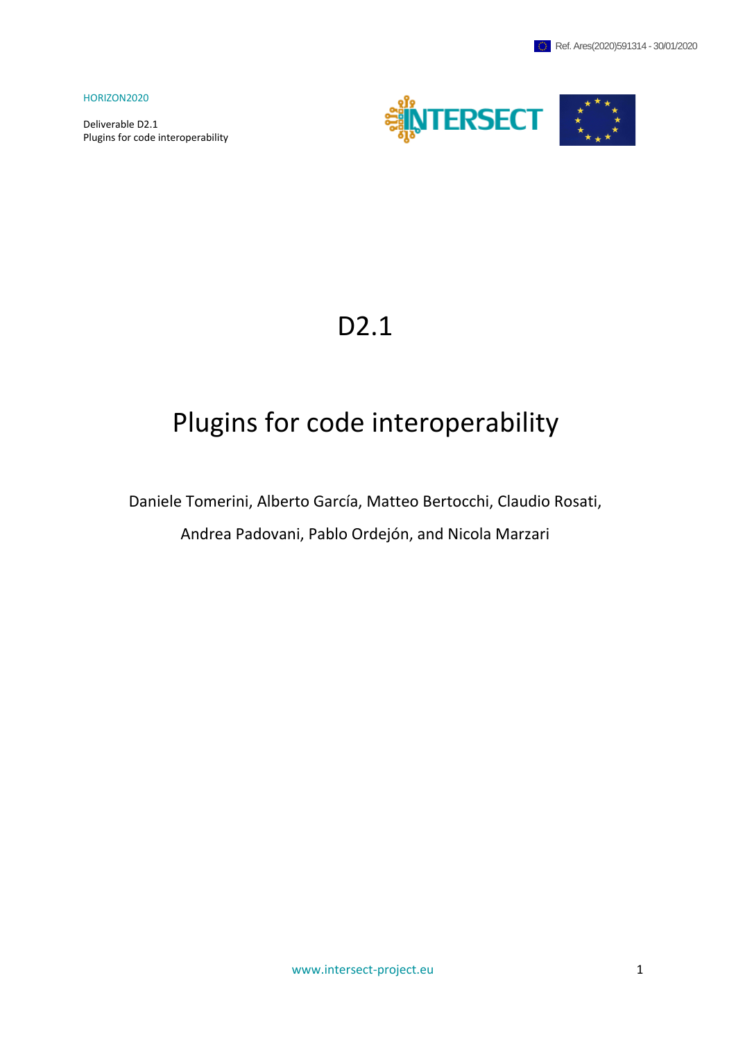HORIZON2020

Deliverable D2.1
Plugins for code interoperability

# D2.1

# Plugins for code interoperability

Daniele Tomerini, Alberto García, Matteo Bertocchi, Claudio Rosati,

Andrea Padovani, Pablo Ordejón, and Nicola Marzari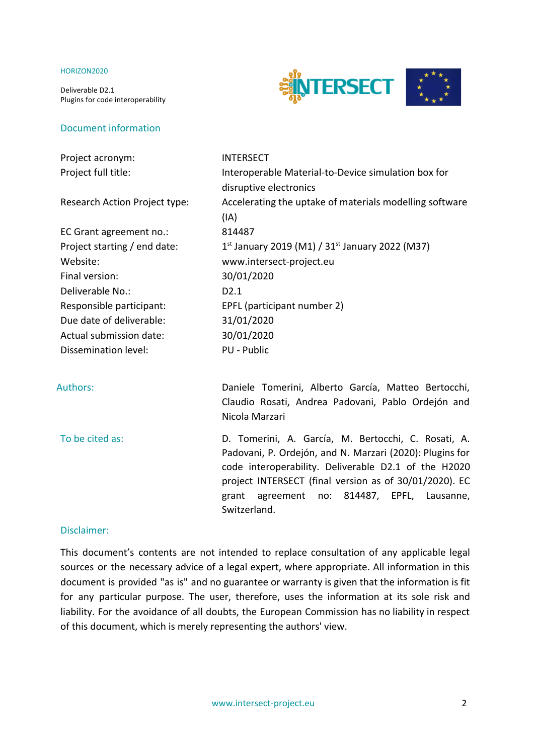## Document information

| | |
|---|---|
| Project acronym: | INTERSECT |
| Project full title: | Interoperable Material-to-Device simulation box for disruptive electronics |
| Research Action Project type: | Accelerating the uptake of materials modelling software (IA) |
| EC Grant agreement no.: | 814487 |
| Project starting / end date: | 1st January 2019 (M1) / 31st January 2022 (M37) |
| Website: | www.intersect-project.eu |
| Final version: | 30/01/2020 |
| Deliverable No.: | D2.1 |
| Responsible participant: | EPFL (participant number 2) |
| Due date of deliverable: | 31/01/2020 |
| Actual submission date: | 30/01/2020 |
| Dissemination level: | PU - Public |

**Authors:** Daniele Tomerini, Alberto García, Matteo Bertocchi, Claudio Rosati, Andrea Padovani, Pablo Ordejón and Nicola Marzari

**To be cited as:** D. Tomerini, A. García, M. Bertocchi, C. Rosati, A. Padovani, P. Ordejón, and N. Marzari (2020): Plugins for code interoperability. Deliverable D2.1 of the H2020 project INTERSECT (final version as of 30/01/2020). EC grant agreement no: 814487, EPFL, Lausanne, Switzerland.

**Disclaimer:**

This document's contents are not intended to replace consultation of any applicable legal sources or the necessary advice of a legal expert, where appropriate. All information in this document is provided "as is" and no guarantee or warranty is given that the information is fit for any particular purpose. The user, therefore, uses the information at its sole risk and liability. For the avoidance of all doubts, the European Commission has no liability in respect of this document, which is merely representing the authors' view.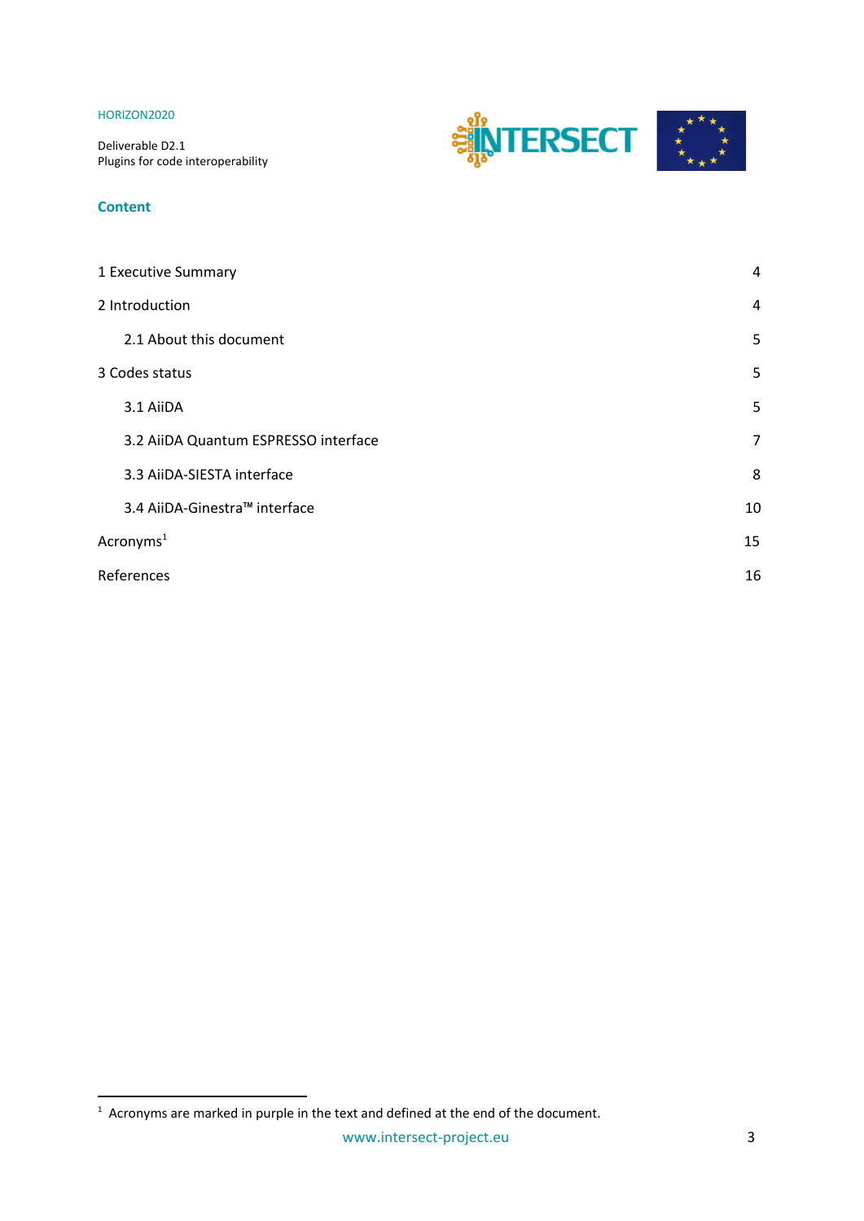## Content

| | |
|---|---|
| 1 Executive Summary | 4 |
| 2 Introduction | 4 |
| 2.1 About this document | 5 |
| 3 Codes status | 5 |
| 3.1 AiiDA | 5 |
| 3.2 AiiDA Quantum ESPRESSO interface | 7 |
| 3.3 AiiDA-SIESTA interface | 8 |
| 3.4 AiiDA-Ginestra™ interface | 10 |
| Acronyms[1] | 15 |
| References | 16 |

[1] Acronyms are marked in purple in the text and defined at the end of the document.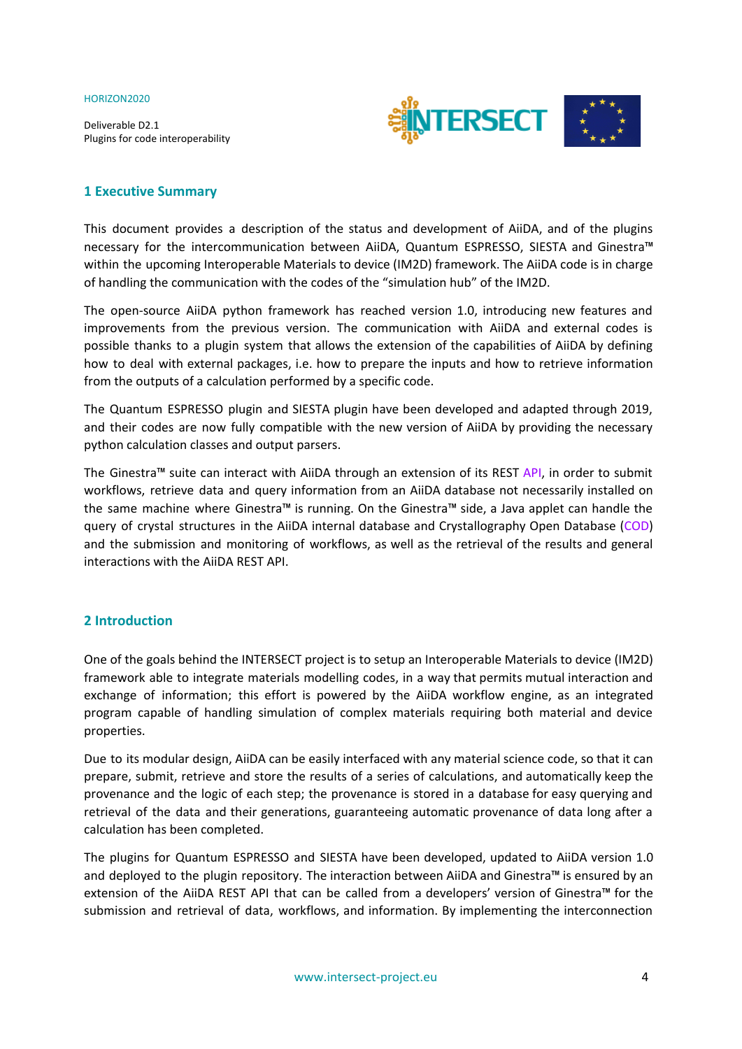## 1 Executive Summary

This document provides a description of the status and development of AiiDA, and of the plugins necessary for the intercommunication between AiiDA, Quantum ESPRESSO, SIESTA and Ginestra™ within the upcoming Interoperable Materials to device (IM2D) framework. The AiiDA code is in charge of handling the communication with the codes of the "simulation hub" of the IM2D.

The open-source AiiDA python framework has reached version 1.0, introducing new features and improvements from the previous version. The communication with AiiDA and external codes is possible thanks to a plugin system that allows the extension of the capabilities of AiiDA by defining how to deal with external packages, i.e. how to prepare the inputs and how to retrieve information from the outputs of a calculation performed by a specific code.

The Quantum ESPRESSO plugin and SIESTA plugin have been developed and adapted through 2019, and their codes are now fully compatible with the new version of AiiDA by providing the necessary python calculation classes and output parsers.

The Ginestra™ suite can interact with AiiDA through an extension of its REST API, in order to submit workflows, retrieve data and query information from an AiiDA database not necessarily installed on the same machine where Ginestra™ is running. On the Ginestra™ side, a Java applet can handle the query of crystal structures in the AiiDA internal database and Crystallography Open Database (COD) and the submission and monitoring of workflows, as well as the retrieval of the results and general interactions with the AiiDA REST API.

## 2 Introduction

One of the goals behind the INTERSECT project is to setup an Interoperable Materials to device (IM2D) framework able to integrate materials modelling codes, in a way that permits mutual interaction and exchange of information; this effort is powered by the AiiDA workflow engine, as an integrated program capable of handling simulation of complex materials requiring both material and device properties.

Due to its modular design, AiiDA can be easily interfaced with any material science code, so that it can prepare, submit, retrieve and store the results of a series of calculations, and automatically keep the provenance and the logic of each step; the provenance is stored in a database for easy querying and retrieval of the data and their generations, guaranteeing automatic provenance of data long after a calculation has been completed.

The plugins for Quantum ESPRESSO and SIESTA have been developed, updated to AiiDA version 1.0 and deployed to the plugin repository. The interaction between AiiDA and Ginestra™ is ensured by an extension of the AiiDA REST API that can be called from a developers' version of Ginestra™ for the submission and retrieval of data, workflows, and information. By implementing the interconnection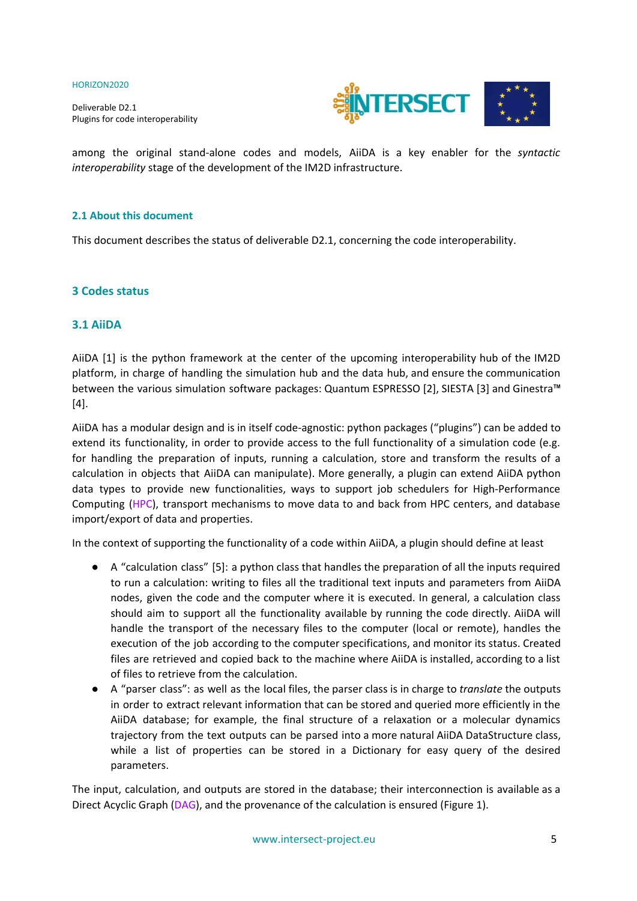among the original stand-alone codes and models, AiiDA is a key enabler for the *syntactic interoperability* stage of the development of the IM2D infrastructure.

## 2.1 About this document

This document describes the status of deliverable D2.1, concerning the code interoperability.

# 3 Codes status

## 3.1 AiiDA

AiiDA [1] is the python framework at the center of the upcoming interoperability hub of the IM2D platform, in charge of handling the simulation hub and the data hub, and ensure the communication between the various simulation software packages: Quantum ESPRESSO [2], SIESTA [3] and Ginestra™ [4].

AiiDA has a modular design and is in itself code-agnostic: python packages ("plugins") can be added to extend its functionality, in order to provide access to the full functionality of a simulation code (e.g. for handling the preparation of inputs, running a calculation, store and transform the results of a calculation in objects that AiiDA can manipulate). More generally, a plugin can extend AiiDA python data types to provide new functionalities, ways to support job schedulers for High-Performance Computing (HPC), transport mechanisms to move data to and back from HPC centers, and database import/export of data and properties.

In the context of supporting the functionality of a code within AiiDA, a plugin should define at least

- A "calculation class" [5]: a python class that handles the preparation of all the inputs required to run a calculation: writing to files all the traditional text inputs and parameters from AiiDA nodes, given the code and the computer where it is executed. In general, a calculation class should aim to support all the functionality available by running the code directly. AiiDA will handle the transport of the necessary files to the computer (local or remote), handles the execution of the job according to the computer specifications, and monitor its status. Created files are retrieved and copied back to the machine where AiiDA is installed, according to a list of files to retrieve from the calculation.
- A "parser class": as well as the local files, the parser class is in charge to *translate* the outputs in order to extract relevant information that can be stored and queried more efficiently in the AiiDA database; for example, the final structure of a relaxation or a molecular dynamics trajectory from the text outputs can be parsed into a more natural AiiDA DataStructure class, while a list of properties can be stored in a Dictionary for easy query of the desired parameters.

The input, calculation, and outputs are stored in the database; their interconnection is available as a Direct Acyclic Graph (DAG), and the provenance of the calculation is ensured (Figure 1).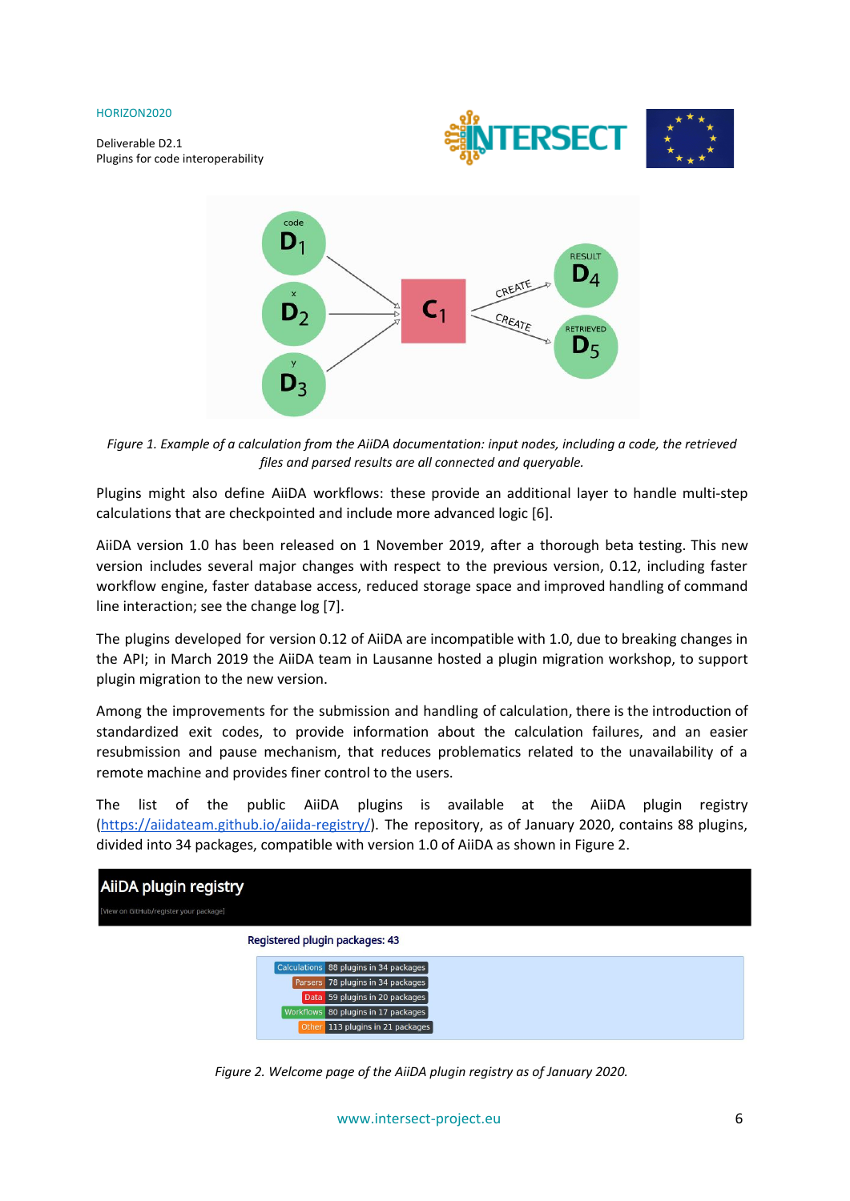*Figure 1. Example of a calculation from the AiiDA documentation: input nodes, including a code, the retrieved files and parsed results are all connected and queryable.*

Plugins might also define AiiDA workflows: these provide an additional layer to handle multi-step calculations that are checkpointed and include more advanced logic [6].

AiiDA version 1.0 has been released on 1 November 2019, after a thorough beta testing. This new version includes several major changes with respect to the previous version, 0.12, including faster workflow engine, faster database access, reduced storage space and improved handling of command line interaction; see the change log [7].

The plugins developed for version 0.12 of AiiDA are incompatible with 1.0, due to breaking changes in the API; in March 2019 the AiiDA team in Lausanne hosted a plugin migration workshop, to support plugin migration to the new version.

Among the improvements for the submission and handling of calculation, there is the introduction of standardized exit codes, to provide information about the calculation failures, and an easier resubmission and pause mechanism, that reduces problematics related to the unavailability of a remote machine and provides finer control to the users.

The list of the public AiiDA plugins is available at the AiiDA plugin registry (https://aiidateam.github.io/aiida-registry/). The repository, as of January 2020, contains 88 plugins, divided into 34 packages, compatible with version 1.0 of AiiDA as shown in Figure 2.

*Figure 2. Welcome page of the AiiDA plugin registry as of January 2020.*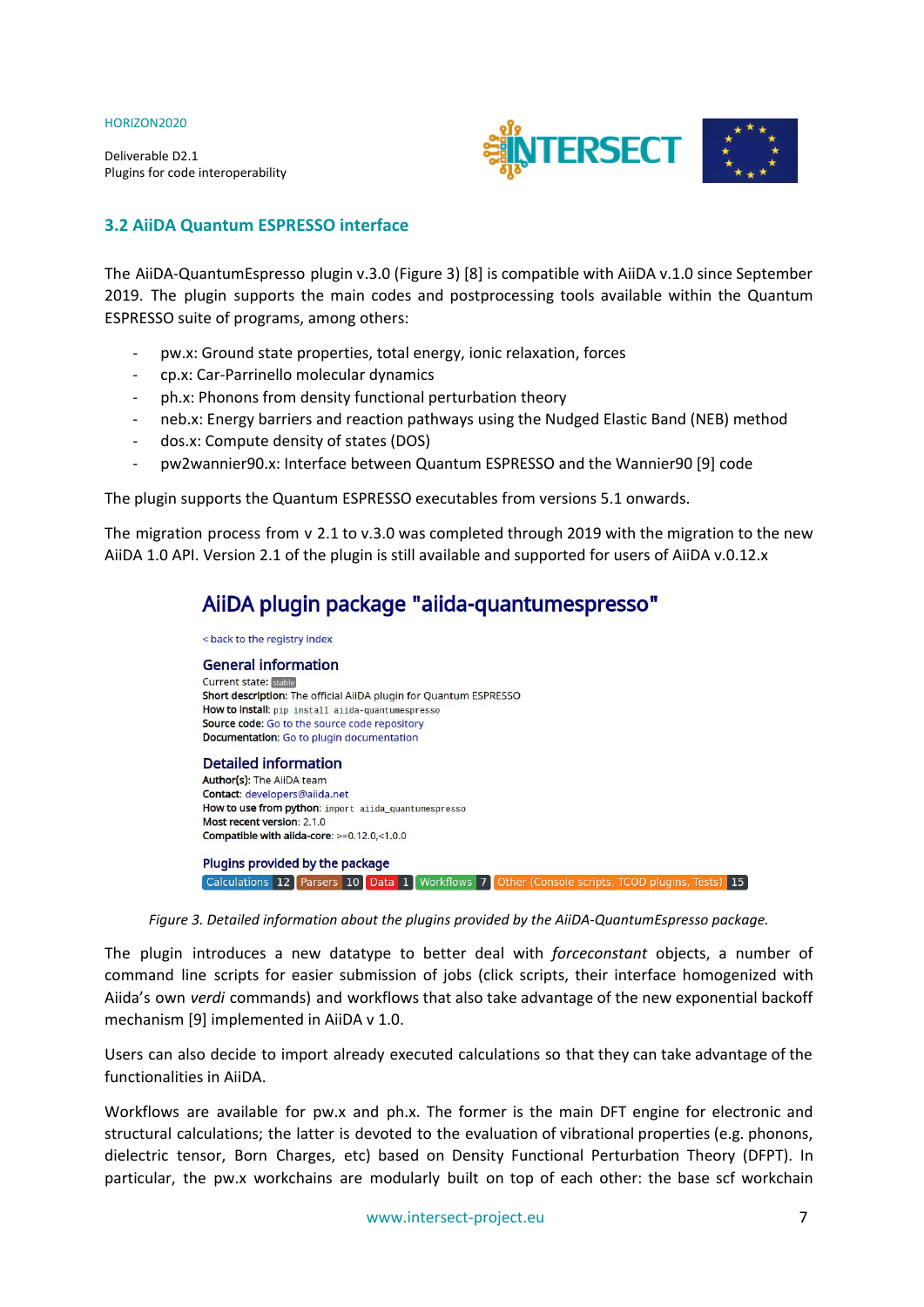## 3.2 AiiDA Quantum ESPRESSO interface

The AiiDA-QuantumEspresso plugin v.3.0 (Figure 3) [8] is compatible with AiiDA v.1.0 since September 2019. The plugin supports the main codes and postprocessing tools available within the Quantum ESPRESSO suite of programs, among others:

- pw.x: Ground state properties, total energy, ionic relaxation, forces
- cp.x: Car-Parrinello molecular dynamics
- ph.x: Phonons from density functional perturbation theory
- neb.x: Energy barriers and reaction pathways using the Nudged Elastic Band (NEB) method
- dos.x: Compute density of states (DOS)
- pw2wannier90.x: Interface between Quantum ESPRESSO and the Wannier90 [9] code

The plugin supports the Quantum ESPRESSO executables from versions 5.1 onwards.

The migration process from v 2.1 to v.3.0 was completed through 2019 with the migration to the new AiiDA 1.0 API. Version 2.1 of the plugin is still available and supported for users of AiiDA v.0.12.x

# AiiDA plugin package "aiida-quantumespresso"

< back to the registry index

## General information

Current state: stable
**Short description:** The official AiiDA plugin for Quantum ESPRESSO
**How to install:** `pip install aiida-quantumespresso`
**Source code:** Go to the source code repository
**Documentation:** Go to plugin documentation

## Detailed information

**Author(s):** The AiiDA team
**Contact:** developers@aiida.net
**How to use from python:** `import aiida_quantumespresso`
**Most recent version:** 2.1.0
**Compatible with aiida-core:** >=0.12.0,<1.0.0

### Plugins provided by the package

Calculations 12 | Parsers 10 | Data 1 | Workflows 7 | Other (Console scripts, TCOD plugins, Tests) 15

*Figure 3. Detailed information about the plugins provided by the AiiDA-QuantumEspresso package.*

The plugin introduces a new datatype to better deal with *forceconstant* objects, a number of command line scripts for easier submission of jobs (click scripts, their interface homogenized with Aiida's own *verdi* commands) and workflows that also take advantage of the new exponential backoff mechanism [9] implemented in AiiDA v 1.0.

Users can also decide to import already executed calculations so that they can take advantage of the functionalities in AiiDA.

Workflows are available for pw.x and ph.x. The former is the main DFT engine for electronic and structural calculations; the latter is devoted to the evaluation of vibrational properties (e.g. phonons, dielectric tensor, Born Charges, etc) based on Density Functional Perturbation Theory (DFPT). In particular, the pw.x workchains are modularly built on top of each other: the base scf workchain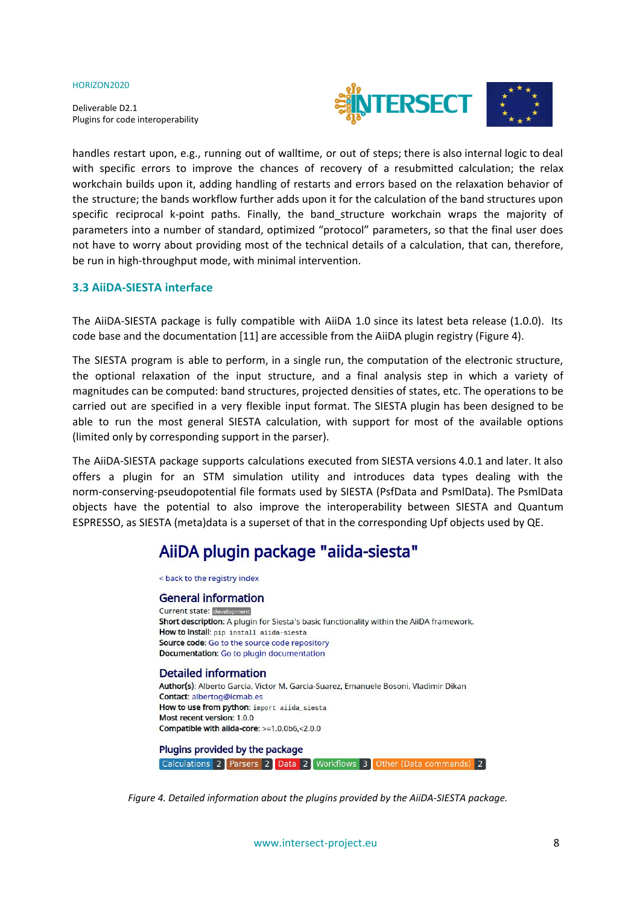handles restart upon, e.g., running out of walltime, or out of steps; there is also internal logic to deal with specific errors to improve the chances of recovery of a resubmitted calculation; the relax workchain builds upon it, adding handling of restarts and errors based on the relaxation behavior of the structure; the bands workflow further adds upon it for the calculation of the band structures upon specific reciprocal k-point paths. Finally, the band_structure workchain wraps the majority of parameters into a number of standard, optimized "protocol" parameters, so that the final user does not have to worry about providing most of the technical details of a calculation, that can, therefore, be run in high-throughput mode, with minimal intervention.

### 3.3 AiiDA-SIESTA interface

The AiiDA-SIESTA package is fully compatible with AiiDA 1.0 since its latest beta release (1.0.0). Its code base and the documentation [11] are accessible from the AiiDA plugin registry (Figure 4).

The SIESTA program is able to perform, in a single run, the computation of the electronic structure, the optional relaxation of the input structure, and a final analysis step in which a variety of magnitudes can be computed: band structures, projected densities of states, etc. The operations to be carried out are specified in a very flexible input format. The SIESTA plugin has been designed to be able to run the most general SIESTA calculation, with support for most of the available options (limited only by corresponding support in the parser).

The AiiDA-SIESTA package supports calculations executed from SIESTA versions 4.0.1 and later. It also offers a plugin for an STM simulation utility and introduces data types dealing with the norm-conserving-pseudopotential file formats used by SIESTA (PsfData and PsmlData). The PsmlData objects have the potential to also improve the interoperability between SIESTA and Quantum ESPRESSO, as SIESTA (meta)data is a superset of that in the corresponding Upf objects used by QE.

## AiiDA plugin package "aiida-siesta"

< back to the registry index

### General information

Current state: development
**Short description:** A plugin for Siesta's basic functionality within the AiiDA framework.
**How to install:** `pip install aiida-siesta`
**Source code:** Go to the source code repository
**Documentation:** Go to plugin documentation

### Detailed information

**Author(s):** Alberto Garcia, Victor M. Garcia-Suarez, Emanuele Bosoni, Vladimir Dikan
**Contact:** albertog@icmab.es
**How to use from python:** `import aiida_siesta`
**Most recent version:** 1.0.0
**Compatible with aiida-core:** >=1.0.0b6,<2.0.0

### Plugins provided by the package

Calculations 2 | Parsers 2 | Data 2 | Workflows 3 | Other (Data commands) 2

*Figure 4. Detailed information about the plugins provided by the AiiDA-SIESTA package.*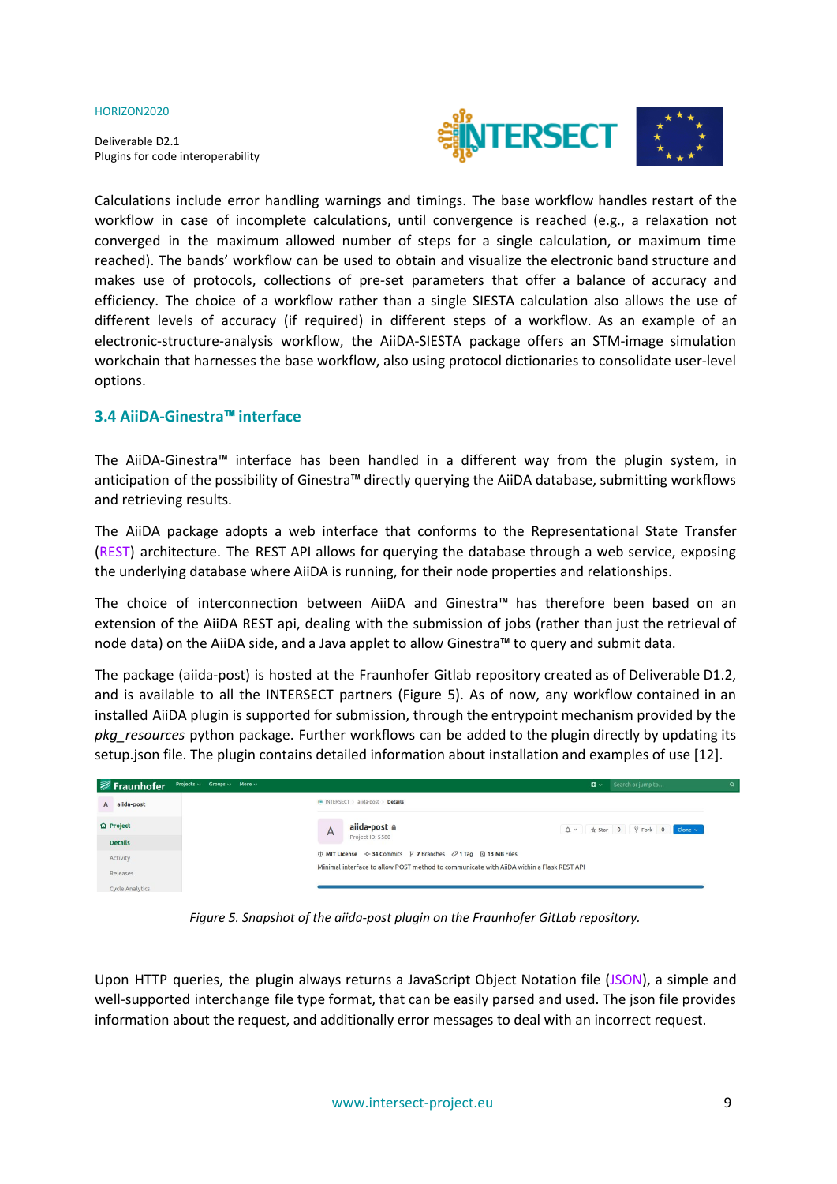Calculations include error handling warnings and timings. The base workflow handles restart of the workflow in case of incomplete calculations, until convergence is reached (e.g., a relaxation not converged in the maximum allowed number of steps for a single calculation, or maximum time reached). The bands' workflow can be used to obtain and visualize the electronic band structure and makes use of protocols, collections of pre-set parameters that offer a balance of accuracy and efficiency. The choice of a workflow rather than a single SIESTA calculation also allows the use of different levels of accuracy (if required) in different steps of a workflow. As an example of an electronic-structure-analysis workflow, the AiiDA-SIESTA package offers an STM-image simulation workchain that harnesses the base workflow, also using protocol dictionaries to consolidate user-level options.

### 3.4 AiiDA-Ginestra™ interface

The AiiDA-Ginestra™ interface has been handled in a different way from the plugin system, in anticipation of the possibility of Ginestra™ directly querying the AiiDA database, submitting workflows and retrieving results.

The AiiDA package adopts a web interface that conforms to the Representational State Transfer (REST) architecture. The REST API allows for querying the database through a web service, exposing the underlying database where AiiDA is running, for their node properties and relationships.

The choice of interconnection between AiiDA and Ginestra™ has therefore been based on an extension of the AiiDA REST api, dealing with the submission of jobs (rather than just the retrieval of node data) on the AiiDA side, and a Java applet to allow Ginestra™ to query and submit data.

The package (aiida-post) is hosted at the Fraunhofer Gitlab repository created as of Deliverable D1.2, and is available to all the INTERSECT partners (Figure 5). As of now, any workflow contained in an installed AiiDA plugin is supported for submission, through the entrypoint mechanism provided by the *pkg_resources* python package. Further workflows can be added to the plugin directly by updating its setup.json file. The plugin contains detailed information about installation and examples of use [12].

*Figure 5. Snapshot of the aiida-post plugin on the Fraunhofer GitLab repository.*

Upon HTTP queries, the plugin always returns a JavaScript Object Notation file (JSON), a simple and well-supported interchange file type format, that can be easily parsed and used. The json file provides information about the request, and additionally error messages to deal with an incorrect request.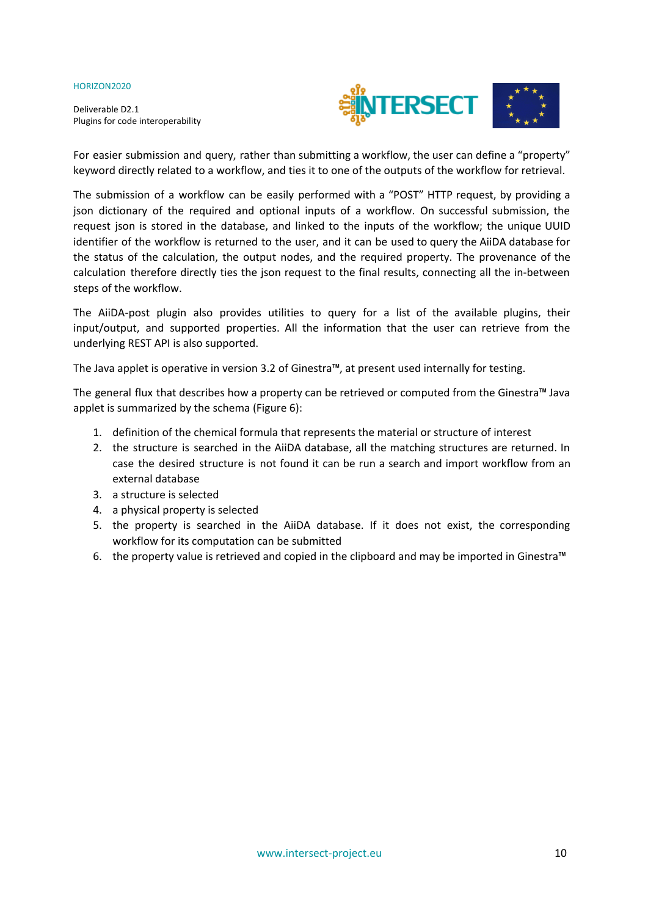For easier submission and query, rather than submitting a workflow, the user can define a "property" keyword directly related to a workflow, and ties it to one of the outputs of the workflow for retrieval.

The submission of a workflow can be easily performed with a "POST" HTTP request, by providing a json dictionary of the required and optional inputs of a workflow. On successful submission, the request json is stored in the database, and linked to the inputs of the workflow; the unique UUID identifier of the workflow is returned to the user, and it can be used to query the AiiDA database for the status of the calculation, the output nodes, and the required property. The provenance of the calculation therefore directly ties the json request to the final results, connecting all the in-between steps of the workflow.

The AiiDA-post plugin also provides utilities to query for a list of the available plugins, their input/output, and supported properties. All the information that the user can retrieve from the underlying REST API is also supported.

The Java applet is operative in version 3.2 of Ginestra™, at present used internally for testing.

The general flux that describes how a property can be retrieved or computed from the Ginestra™ Java applet is summarized by the schema (Figure 6):

1. definition of the chemical formula that represents the material or structure of interest
2. the structure is searched in the AiiDA database, all the matching structures are returned. In case the desired structure is not found it can be run a search and import workflow from an external database
3. a structure is selected
4. a physical property is selected
5. the property is searched in the AiiDA database. If it does not exist, the corresponding workflow for its computation can be submitted
6. the property value is retrieved and copied in the clipboard and may be imported in Ginestra™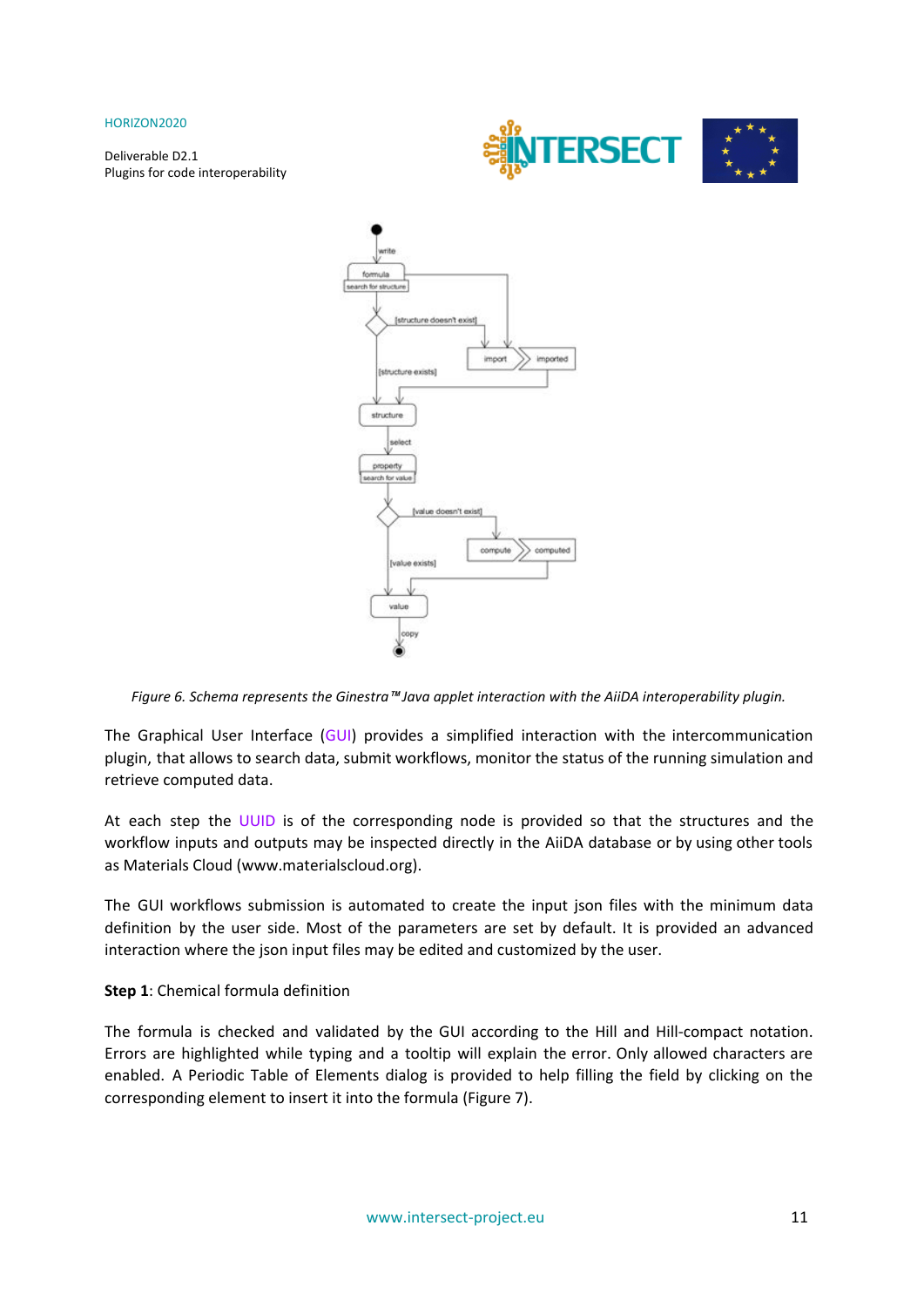*Figure 6. Schema represents the Ginestra™ Java applet interaction with the AiiDA interoperability plugin.*

The Graphical User Interface (GUI) provides a simplified interaction with the intercommunication plugin, that allows to search data, submit workflows, monitor the status of the running simulation and retrieve computed data.

At each step the UUID is of the corresponding node is provided so that the structures and the workflow inputs and outputs may be inspected directly in the AiiDA database or by using other tools as Materials Cloud (www.materialscloud.org).

The GUI workflows submission is automated to create the input json files with the minimum data definition by the user side. Most of the parameters are set by default. It is provided an advanced interaction where the json input files may be edited and customized by the user.

**Step 1**: Chemical formula definition

The formula is checked and validated by the GUI according to the Hill and Hill-compact notation. Errors are highlighted while typing and a tooltip will explain the error. Only allowed characters are enabled. A Periodic Table of Elements dialog is provided to help filling the field by clicking on the corresponding element to insert it into the formula (Figure 7).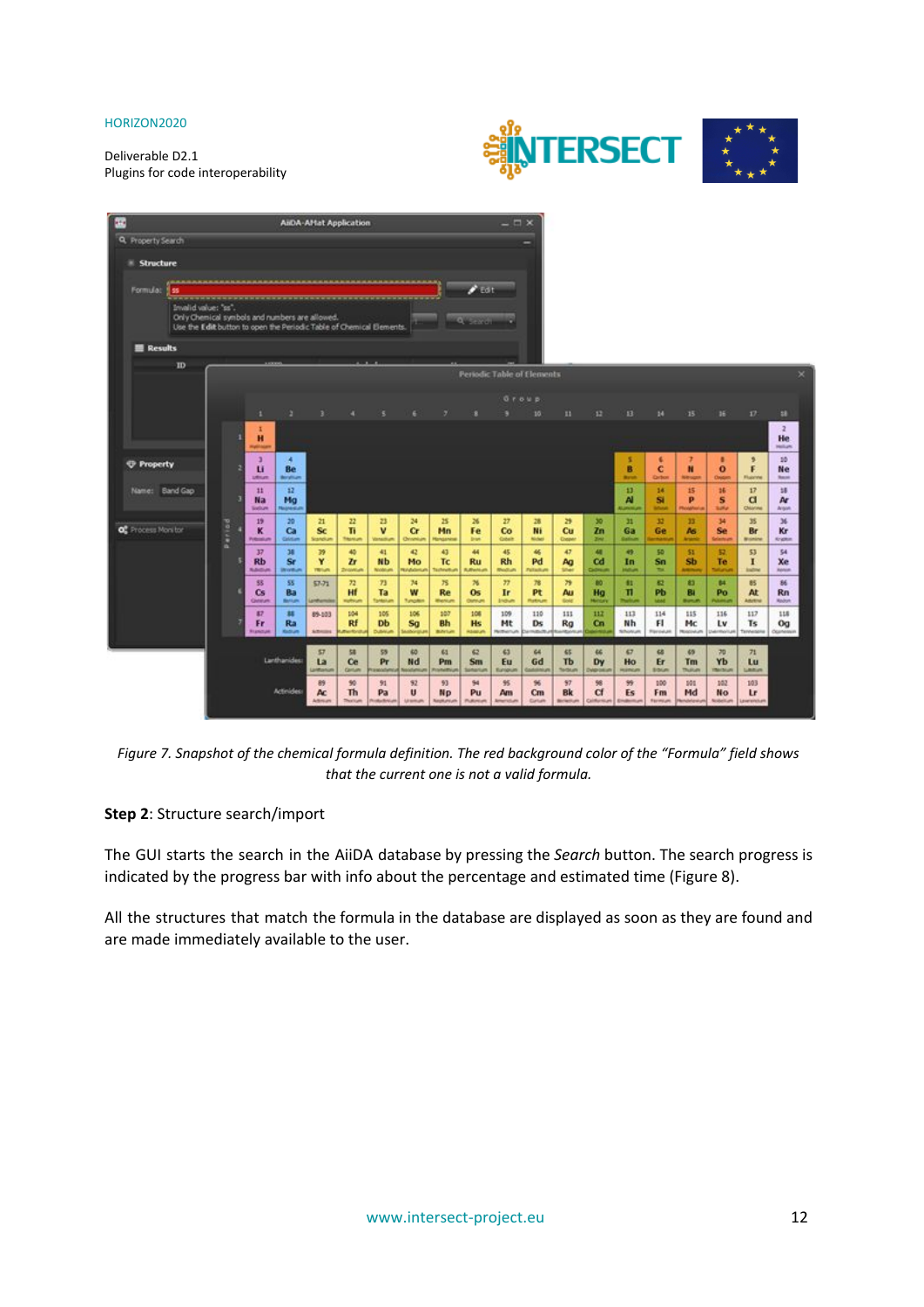*Figure 7. Snapshot of the chemical formula definition. The red background color of the "Formula" field shows that the current one is not a valid formula.*

**Step 2**: Structure search/import

The GUI starts the search in the AiiDA database by pressing the *Search* button. The search progress is indicated by the progress bar with info about the percentage and estimated time (Figure 8).

All the structures that match the formula in the database are displayed as soon as they are found and are made immediately available to the user.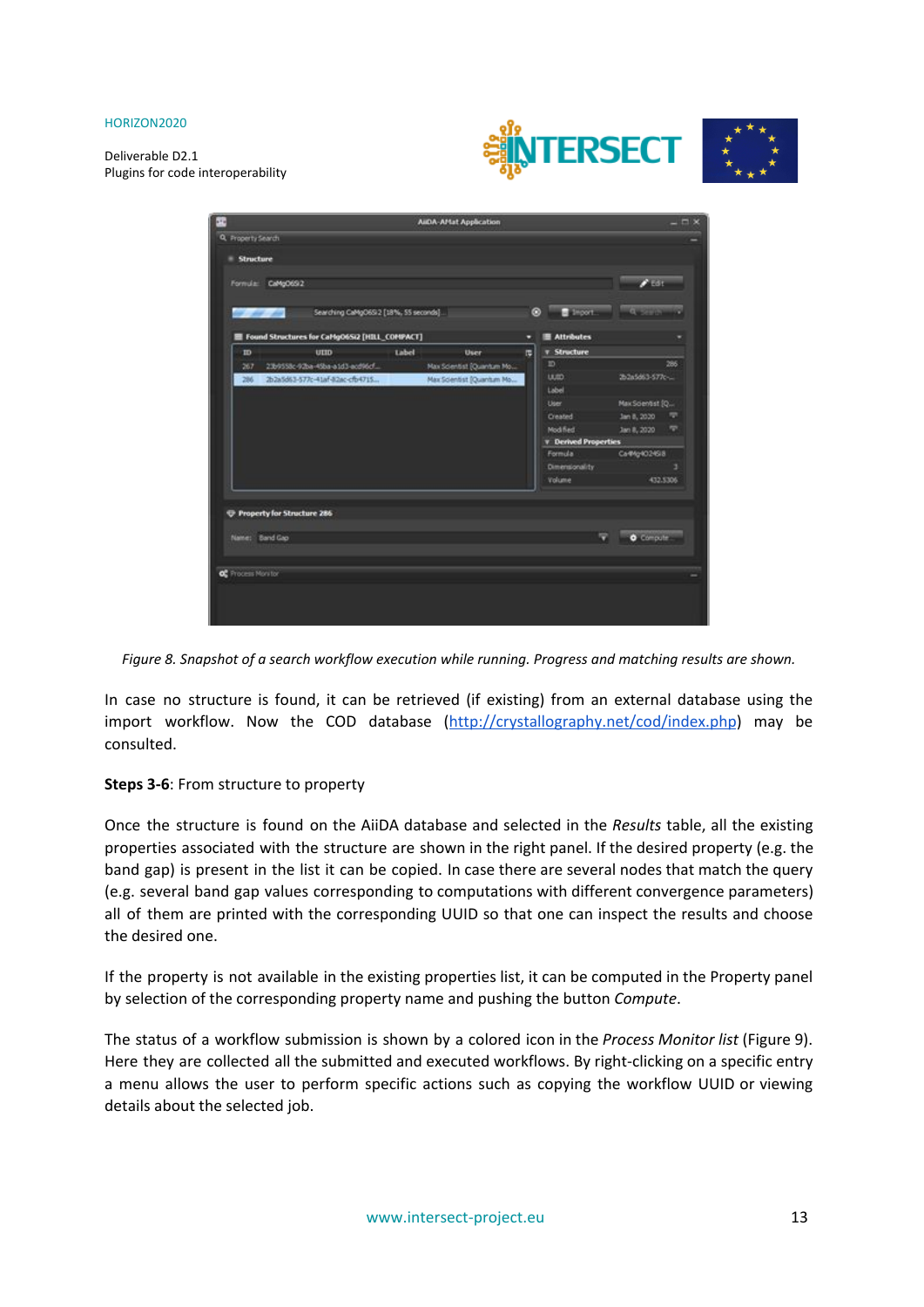*Figure 8. Snapshot of a search workflow execution while running. Progress and matching results are shown.*

In case no structure is found, it can be retrieved (if existing) from an external database using the import workflow. Now the COD database (http://crystallography.net/cod/index.php) may be consulted.

**Steps 3-6**: From structure to property

Once the structure is found on the AiiDA database and selected in the *Results* table, all the existing properties associated with the structure are shown in the right panel. If the desired property (e.g. the band gap) is present in the list it can be copied. In case there are several nodes that match the query (e.g. several band gap values corresponding to computations with different convergence parameters) all of them are printed with the corresponding UUID so that one can inspect the results and choose the desired one.

If the property is not available in the existing properties list, it can be computed in the Property panel by selection of the corresponding property name and pushing the button *Compute*.

The status of a workflow submission is shown by a colored icon in the *Process Monitor list* (Figure 9). Here they are collected all the submitted and executed workflows. By right-clicking on a specific entry a menu allows the user to perform specific actions such as copying the workflow UUID or viewing details about the selected job.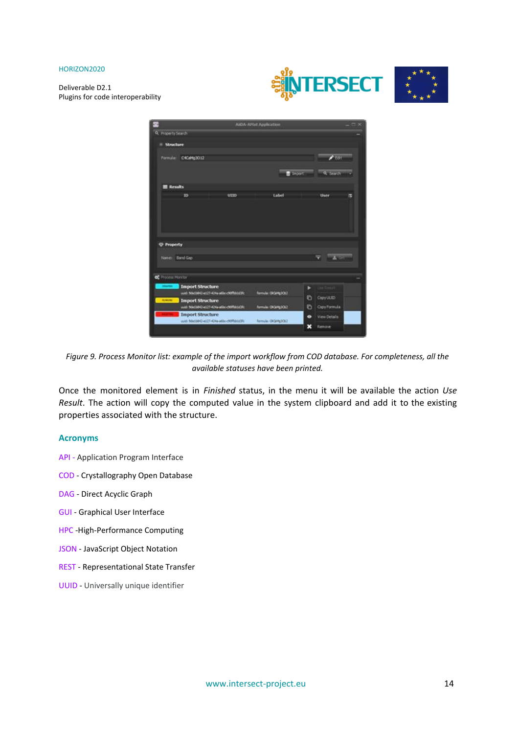*Figure 9. Process Monitor list: example of the import workflow from COD database. For completeness, all the available statuses have been printed.*

Once the monitored element is in *Finished* status, in the menu it will be available the action *Use Result*. The action will copy the computed value in the system clipboard and add it to the existing properties associated with the structure.

## Acronyms

API - Application Program Interface

COD - Crystallography Open Database

DAG - Direct Acyclic Graph

GUI - Graphical User Interface

HPC -High-Performance Computing

JSON - JavaScript Object Notation

REST - Representational State Transfer

UUID - Universally unique identifier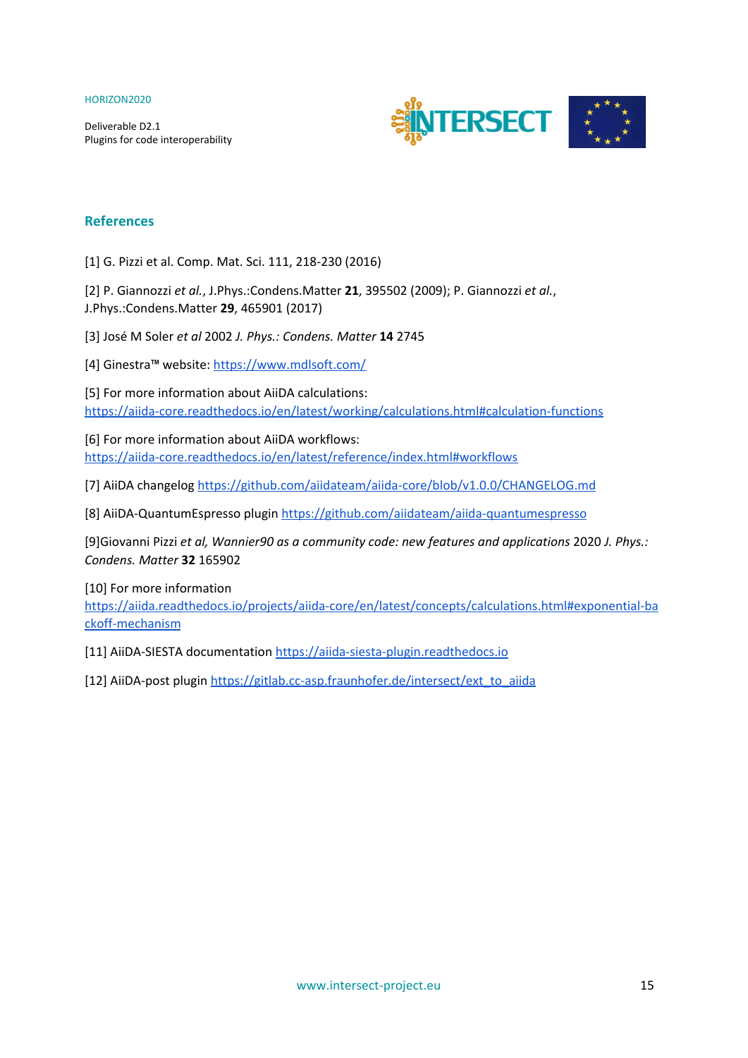## References

[1] G. Pizzi et al. Comp. Mat. Sci. 111, 218-230 (2016)

[2] P. Giannozzi *et al.*, J.Phys.:Condens.Matter **21**, 395502 (2009); P. Giannozzi *et al.*, J.Phys.:Condens.Matter **29**, 465901 (2017)

[3] José M Soler *et al* 2002 *J. Phys.: Condens. Matter* **14** 2745

[4] Ginestra™ website: https://www.mdlsoft.com/

[5] For more information about AiiDA calculations: https://aiida-core.readthedocs.io/en/latest/working/calculations.html#calculation-functions

[6] For more information about AiiDA workflows: https://aiida-core.readthedocs.io/en/latest/reference/index.html#workflows

[7] AiiDA changelog https://github.com/aiidateam/aiida-core/blob/v1.0.0/CHANGELOG.md

[8] AiiDA-QuantumEspresso plugin https://github.com/aiidateam/aiida-quantumespresso

[9]Giovanni Pizzi *et al, Wannier90 as a community code: new features and applications* 2020 *J. Phys.: Condens. Matter* **32** 165902

[10] For more information https://aiida.readthedocs.io/projects/aiida-core/en/latest/concepts/calculations.html#exponential-backoff-mechanism

[11] AiiDA-SIESTA documentation https://aiida-siesta-plugin.readthedocs.io

[12] AiiDA-post plugin https://gitlab.cc-asp.fraunhofer.de/intersect/ext_to_aiida